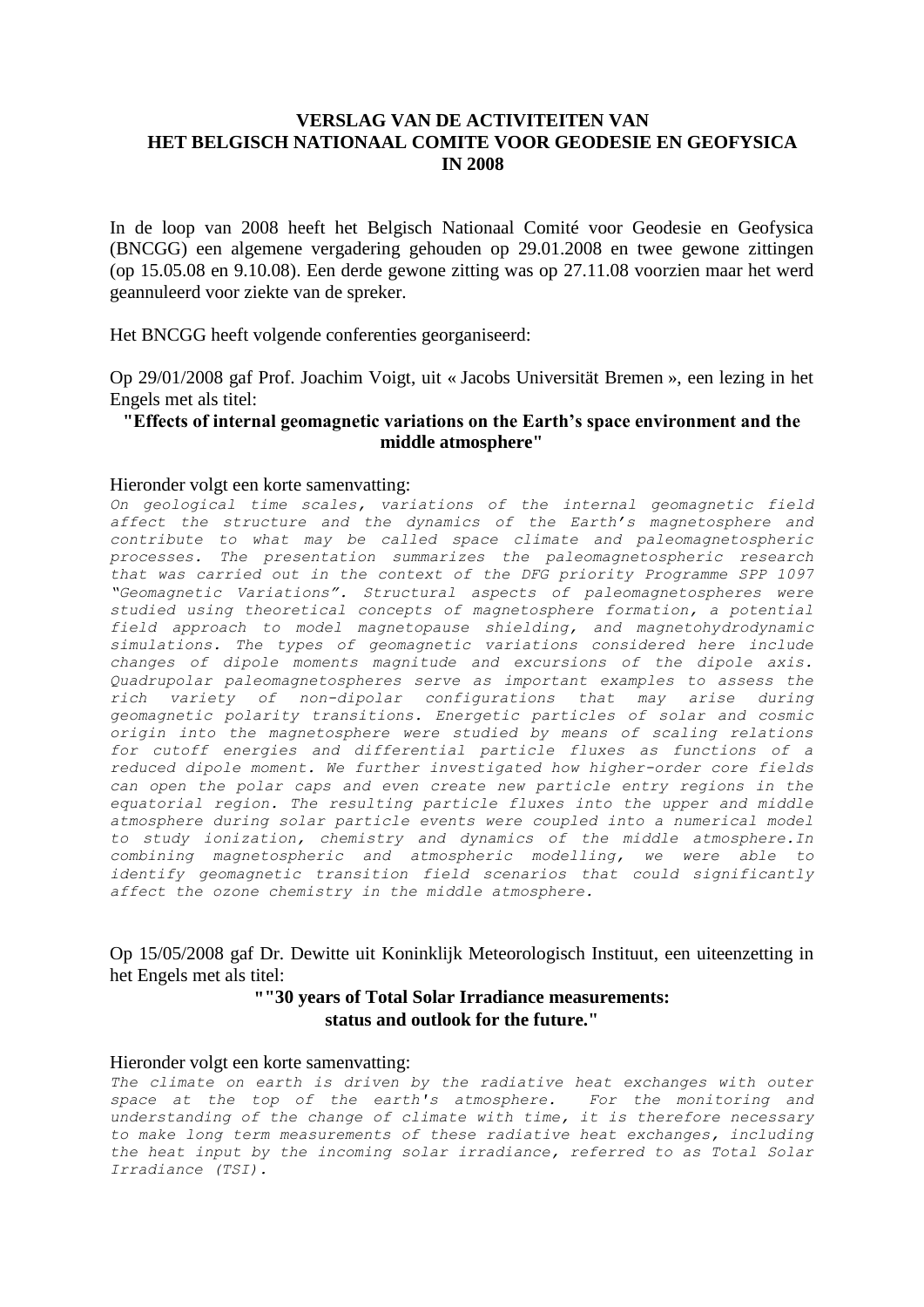# VERSLAG VAN DE ACTIVITEITEN VAN HET BELGISCH NATIONAAL COMITE VOOR GEODESIE EN GEOFYSICA IN 2008

In de loop van 2008 heeft het Belgisch Nationaal Comité voor Geodesie en Geofysica (BNCGG) een algemene vergadering gehouden op 29.01.2008 en twee gewone zittingen (op 15.05.08 en 9.10.08). Een derde gewone zitting was op 27.11.08 voorzien maar het werd geannuleerd voor ziekte van de spreker.

Het BNCGG heeft volgende conferenties georganiseerd:

Op 29/01/2008 gaf Prof. Joachim Voigt, uit « Jacobs Universität Bremen », een lezing in het Engels met als titel:

**"Effects of internal geomagnetic variations on the Earth's space environment and the middle atmosphere"**

Hieronder volgt een korte samenvatting:

*On geological time scales, variations of the internal geomagnetic field affect the structure and the dynamics of the Earth's magnetosphere and contribute to what may be called space climate and paleomagnetospheric processes. The presentation summarizes the paleomagnetospheric research that was carried out in the context of the DFG priority Programme SPP 1097 "Geomagnetic Variations". Structural aspects of paleomagnetospheres were studied using theoretical concepts of magnetosphere formation, a potential field approach to model magnetopause shielding, and magnetohydrodynamic simulations. The types of geomagnetic variations considered here include changes of dipole moments magnitude and excursions of the dipole axis. Quadrupolar paleomagnetospheres serve as important examples to assess the rich variety of non-dipolar configurations that may arise during geomagnetic polarity transitions. Energetic particles of solar and cosmic origin into the magnetosphere were studied by means of scaling relations for cutoff energies and differential particle fluxes as functions of a reduced dipole moment. We further investigated how higher-order core fields can open the polar caps and even create new particle entry regions in the equatorial region. The resulting particle fluxes into the upper and middle atmosphere during solar particle events were coupled into a numerical model to study ionization, chemistry and dynamics of the middle atmosphere.In combining magnetospheric and atmospheric modelling, we were able to identify geomagnetic transition field scenarios that could significantly affect the ozone chemistry in the middle atmosphere.*

Op 15/05/2008 gaf Dr. Dewitte uit Koninklijk Meteorologisch Instituut, een uiteenzetting in het Engels met als titel:

**""30 years of Total Solar Irradiance measurements: status and outlook for the future."**

Hieronder volgt een korte samenvatting:

*The climate on earth is driven by the radiative heat exchanges with outer space at the top of the earth's atmosphere. For the monitoring and understanding of the change of climate with time, it is therefore necessary to make long term measurements of these radiative heat exchanges, including the heat input by the incoming solar irradiance, referred to as Total Solar Irradiance (TSI).*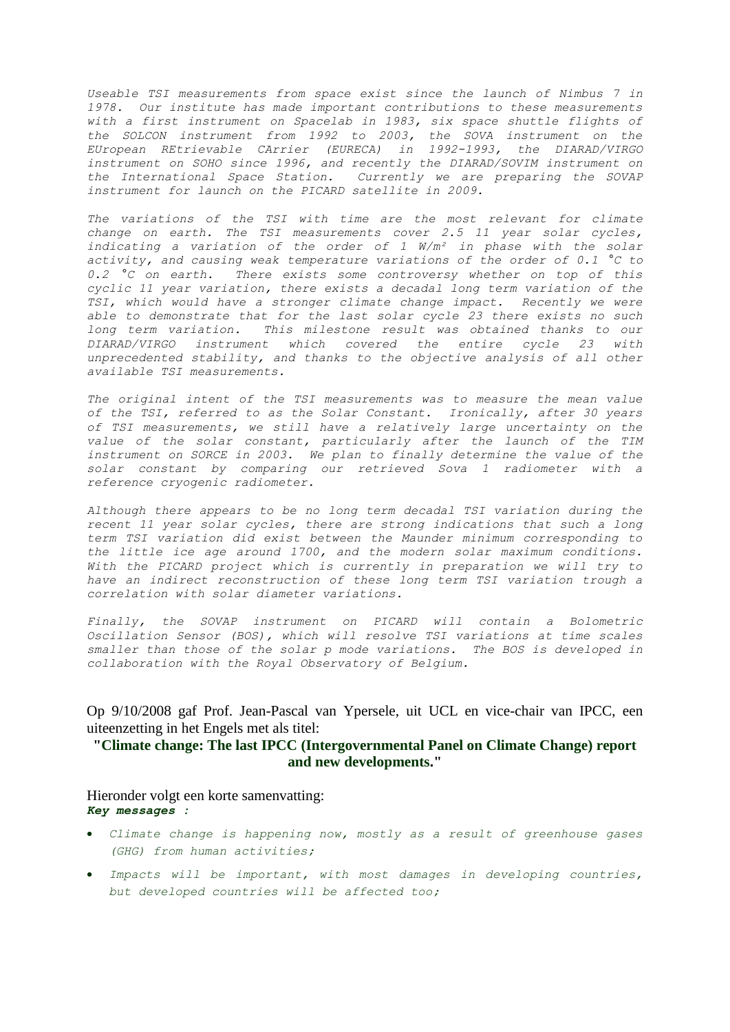*Useable TSI measurements from space exist since the launch of Nimbus 7 in 1978. Our institute has made important contributions to these measurements with a first instrument on Spacelab in 1983, six space shuttle flights of the SOLCON instrument from 1992 to 2003, the SOVA instrument on the EUropean REtrievable CArrier (EURECA) in 1992-1993, the DIARAD/VIRGO instrument on SOHO since 1996, and recently the DIARAD/SOVIM instrument on the International Space Station. Currently we are preparing the SOVAP instrument for launch on the PICARD satellite in 2009.*

*The variations of the TSI with time are the most relevant for climate change on earth. The TSI measurements cover 2.5 11 year solar cycles, indicating a variation of the order of 1 W/m² in phase with the solar activity, and causing weak temperature variations of the order of 0.1 °C to 0.2 °C on earth. There exists some controversy whether on top of this cyclic 11 year variation, there exists a decadal long term variation of the TSI, which would have a stronger climate change impact. Recently we were able to demonstrate that for the last solar cycle 23 there exists no such long term variation. This milestone result was obtained thanks to our DIARAD/VIRGO instrument which covered the entire cycle 23 with unprecedented stability, and thanks to the objective analysis of all other available TSI measurements.*

*The original intent of the TSI measurements was to measure the mean value of the TSI, referred to as the Solar Constant. Ironically, after 30 years of TSI measurements, we still have a relatively large uncertainty on the value of the solar constant, particularly after the launch of the TIM instrument on SORCE in 2003. We plan to finally determine the value of the solar constant by comparing our retrieved Sova 1 radiometer with a reference cryogenic radiometer.*

*Although there appears to be no long term decadal TSI variation during the recent 11 year solar cycles, there are strong indications that such a long term TSI variation did exist between the Maunder minimum corresponding to the little ice age around 1700, and the modern solar maximum conditions. With the PICARD project which is currently in preparation we will try to have an indirect reconstruction of these long term TSI variation trough a correlation with solar diameter variations.*

*Finally, the SOVAP instrument on PICARD will contain a Bolometric Oscillation Sensor (BOS), which will resolve TSI variations at time scales smaller than those of the solar p mode variations. The BOS is developed in collaboration with the Royal Observatory of Belgium.*

Op 9/10/2008 gaf Prof. Jean-Pascal van Ypersele, uit UCL en vice-chair van IPCC, een uiteenzetting in het Engels met als titel:

**"Climate change: The last IPCC (Intergovernmental Panel on Climate Change) report and new developments."**

Hieronder volgt een korte samenvatting:

***Key messages :***

- *Climate change is happening now, mostly as a result of greenhouse gases (GHG) from human activities;*
- *Impacts will be important, with most damages in developing countries, but developed countries will be affected too;*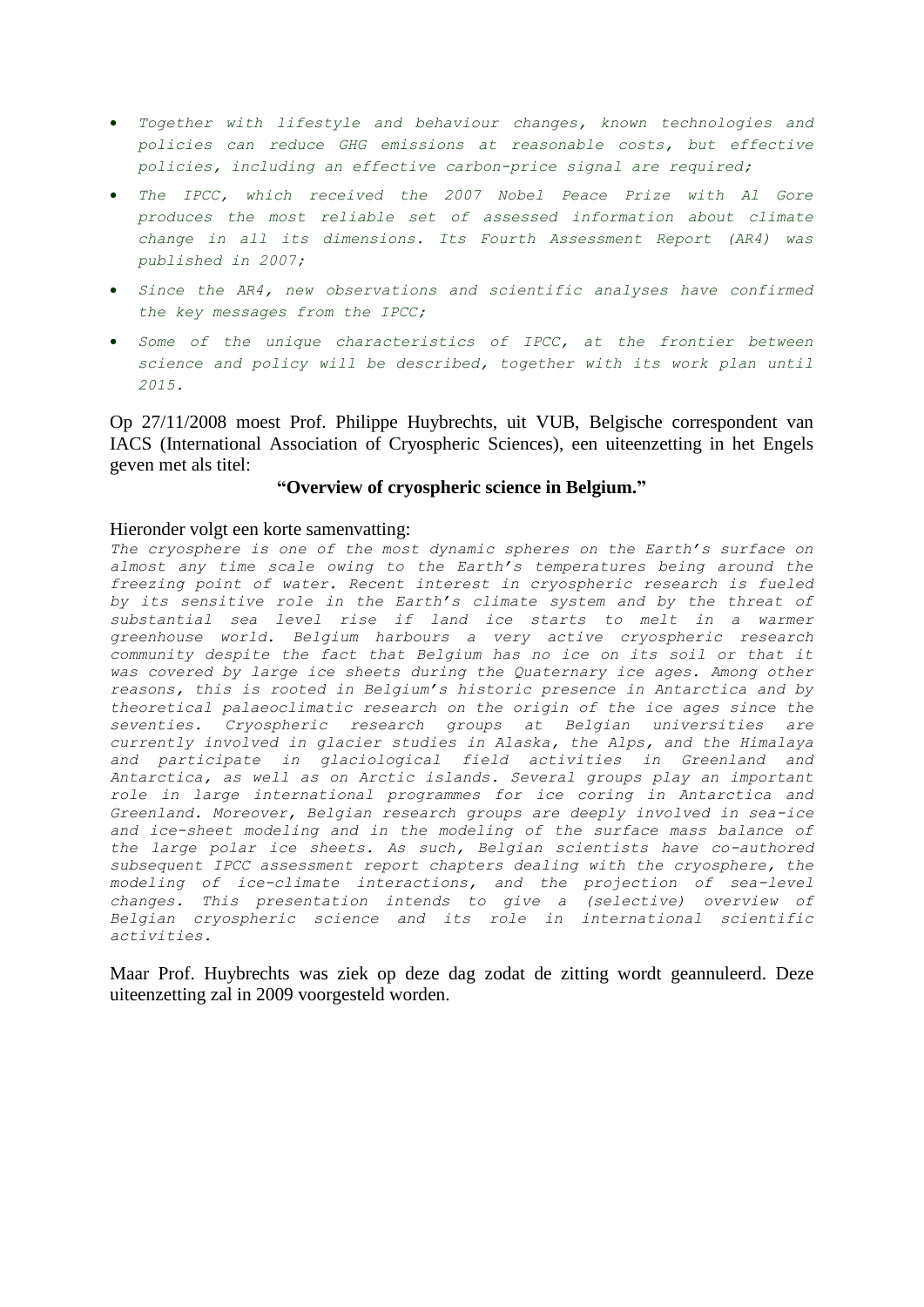- *Together with lifestyle and behaviour changes, known technologies and policies can reduce GHG emissions at reasonable costs, but effective policies, including an effective carbon-price signal are required;*
- *The IPCC, which received the 2007 Nobel Peace Prize with Al Gore produces the most reliable set of assessed information about climate change in all its dimensions. Its Fourth Assessment Report (AR4) was published in 2007;*
- *Since the AR4, new observations and scientific analyses have confirmed the key messages from the IPCC;*
- *Some of the unique characteristics of IPCC, at the frontier between science and policy will be described, together with its work plan until 2015.*

Op 27/11/2008 moest Prof. Philippe Huybrechts, uit VUB, Belgische correspondent van IACS (International Association of Cryospheric Sciences), een uiteenzetting in het Engels geven met als titel:

**"Overview of cryospheric science in Belgium."**

Hieronder volgt een korte samenvatting:

*The cryosphere is one of the most dynamic spheres on the Earth's surface on almost any time scale owing to the Earth's temperatures being around the freezing point of water. Recent interest in cryospheric research is fueled by its sensitive role in the Earth's climate system and by the threat of substantial sea level rise if land ice starts to melt in a warmer greenhouse world. Belgium harbours a very active cryospheric research community despite the fact that Belgium has no ice on its soil or that it was covered by large ice sheets during the Quaternary ice ages. Among other reasons, this is rooted in Belgium's historic presence in Antarctica and by theoretical palaeoclimatic research on the origin of the ice ages since the seventies. Cryospheric research groups at Belgian universities are currently involved in glacier studies in Alaska, the Alps, and the Himalaya and participate in glaciological field activities in Greenland and Antarctica, as well as on Arctic islands. Several groups play an important role in large international programmes for ice coring in Antarctica and Greenland. Moreover, Belgian research groups are deeply involved in sea-ice and ice-sheet modeling and in the modeling of the surface mass balance of the large polar ice sheets. As such, Belgian scientists have co-authored subsequent IPCC assessment report chapters dealing with the cryosphere, the modeling of ice-climate interactions, and the projection of sea-level changes. This presentation intends to give a (selective) overview of Belgian cryospheric science and its role in international scientific activities.*

Maar Prof. Huybrechts was ziek op deze dag zodat de zitting wordt geannuleerd. Deze uiteenzetting zal in 2009 voorgesteld worden.